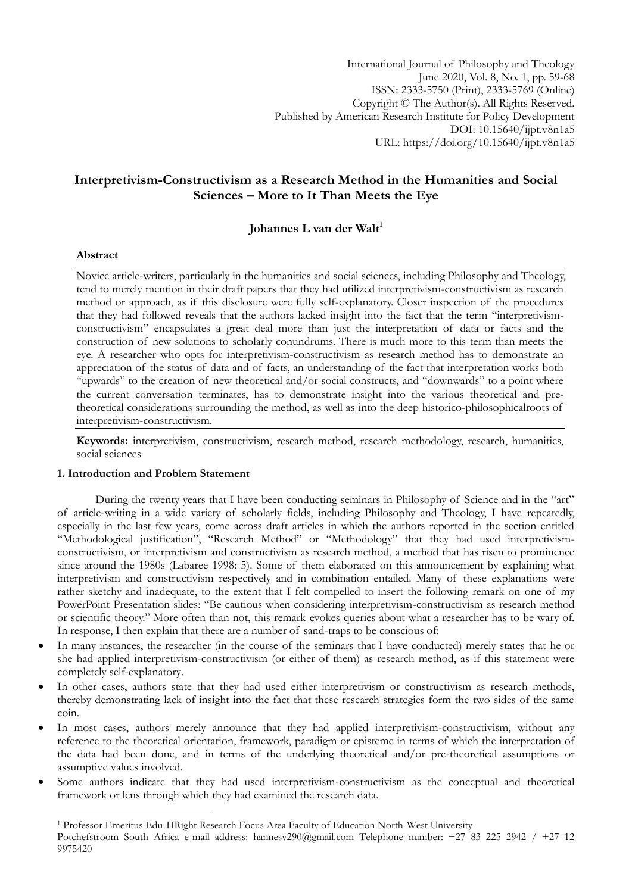International Journal of Philosophy and Theology
June 2020, Vol. 8, No. 1, pp. 59-68
ISSN: 2333-5750 (Print), 2333-5769 (Online)
Copyright © The Author(s). All Rights Reserved.
Published by American Research Institute for Policy Development
DOI: 10.15640/ijpt.v8n1a5
URL: https://doi.org/10.15640/ijpt.v8n1a5

# Interpretivism-Constructivism as a Research Method in the Humanities and Social Sciences – More to It Than Meets the Eye

**Johannes L van der Walt[1]**

**Abstract**

Novice article-writers, particularly in the humanities and social sciences, including Philosophy and Theology, tend to merely mention in their draft papers that they had utilized interpretivism-constructivism as research method or approach, as if this disclosure were fully self-explanatory. Closer inspection of the procedures that they had followed reveals that the authors lacked insight into the fact that the term "interpretivism-constructivism" encapsulates a great deal more than just the interpretation of data or facts and the construction of new solutions to scholarly conundrums. There is much more to this term than meets the eye. A researcher who opts for interpretivism-constructivism as research method has to demonstrate an appreciation of the status of data and of facts, an understanding of the fact that interpretation works both "upwards" to the creation of new theoretical and/or social constructs, and "downwards" to a point where the current conversation terminates, has to demonstrate insight into the various theoretical and pre-theoretical considerations surrounding the method, as well as into the deep historico-philosophicalroots of interpretivism-constructivism.

**Keywords:** interpretivism, constructivism, research method, research methodology, research, humanities, social sciences

## 1. Introduction and Problem Statement

During the twenty years that I have been conducting seminars in Philosophy of Science and in the "art" of article-writing in a wide variety of scholarly fields, including Philosophy and Theology, I have repeatedly, especially in the last few years, come across draft articles in which the authors reported in the section entitled "Methodological justification", "Research Method" or "Methodology" that they had used interpretivism-constructivism, or interpretivism and constructivism as research method, a method that has risen to prominence since around the 1980s (Labaree 1998: 5). Some of them elaborated on this announcement by explaining what interpretivism and constructivism respectively and in combination entailed. Many of these explanations were rather sketchy and inadequate, to the extent that I felt compelled to insert the following remark on one of my PowerPoint Presentation slides: "Be cautious when considering interpretivism-constructivism as research method or scientific theory." More often than not, this remark evokes queries about what a researcher has to be wary of. In response, I then explain that there are a number of sand-traps to be conscious of:

- In many instances, the researcher (in the course of the seminars that I have conducted) merely states that he or she had applied interpretivism-constructivism (or either of them) as research method, as if this statement were completely self-explanatory.
- In other cases, authors state that they had used either interpretivism or constructivism as research methods, thereby demonstrating lack of insight into the fact that these research strategies form the two sides of the same coin.
- In most cases, authors merely announce that they had applied interpretivism-constructivism, without any reference to the theoretical orientation, framework, paradigm or episteme in terms of which the interpretation of the data had been done, and in terms of the underlying theoretical and/or pre-theoretical assumptions or assumptive values involved.
- Some authors indicate that they had used interpretivism-constructivism as the conceptual and theoretical framework or lens through which they had examined the research data.

[1] Professor Emeritus Edu-HRight Research Focus Area Faculty of Education North-West University Potchefstroom South Africa e-mail address: hannesv290@gmail.com Telephone number: +27 83 225 2942 / +27 12 9975420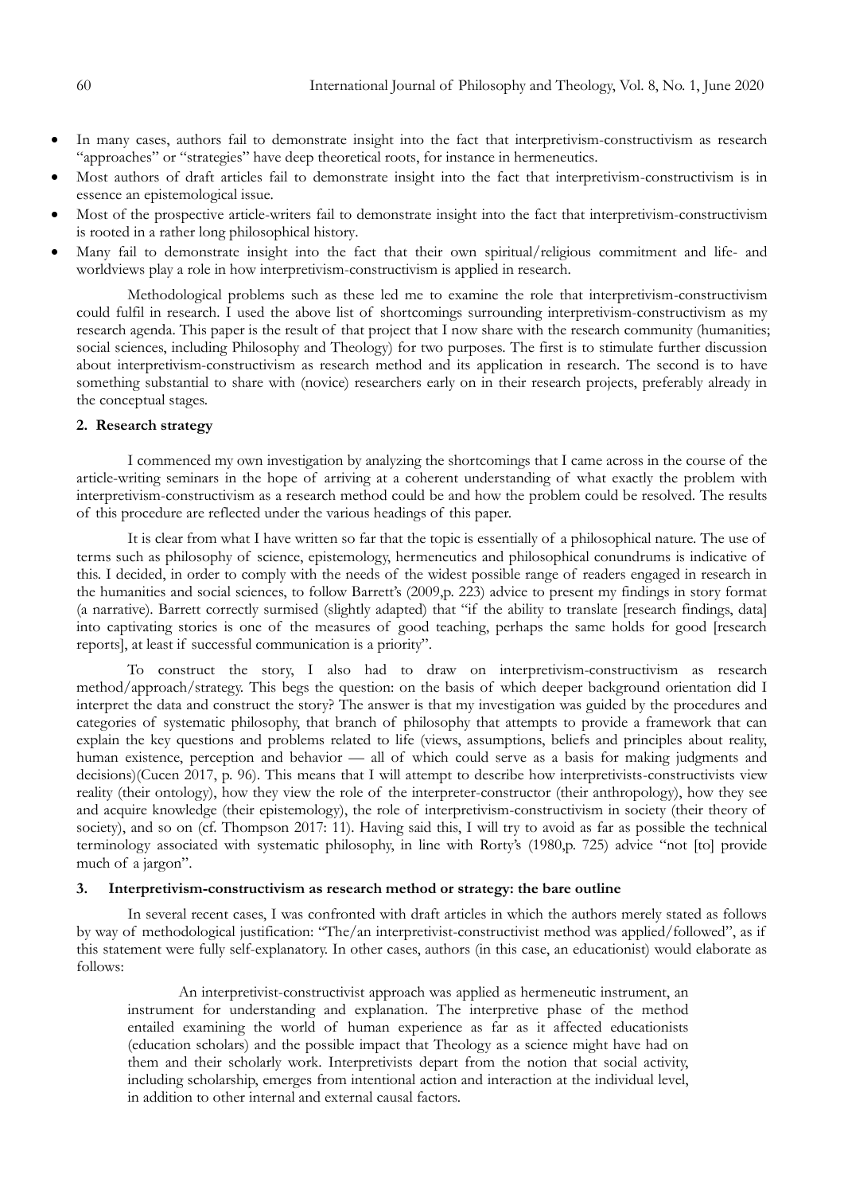- In many cases, authors fail to demonstrate insight into the fact that interpretivism-constructivism as research "approaches" or "strategies" have deep theoretical roots, for instance in hermeneutics.
- Most authors of draft articles fail to demonstrate insight into the fact that interpretivism-constructivism is in essence an epistemological issue.
- Most of the prospective article-writers fail to demonstrate insight into the fact that interpretivism-constructivism is rooted in a rather long philosophical history.
- Many fail to demonstrate insight into the fact that their own spiritual/religious commitment and life- and worldviews play a role in how interpretivism-constructivism is applied in research.

Methodological problems such as these led me to examine the role that interpretivism-constructivism could fulfil in research. I used the above list of shortcomings surrounding interpretivism-constructivism as my research agenda. This paper is the result of that project that I now share with the research community (humanities; social sciences, including Philosophy and Theology) for two purposes. The first is to stimulate further discussion about interpretivism-constructivism as research method and its application in research. The second is to have something substantial to share with (novice) researchers early on in their research projects, preferably already in the conceptual stages.

## 2. Research strategy

I commenced my own investigation by analyzing the shortcomings that I came across in the course of the article-writing seminars in the hope of arriving at a coherent understanding of what exactly the problem with interpretivism-constructivism as a research method could be and how the problem could be resolved. The results of this procedure are reflected under the various headings of this paper.

It is clear from what I have written so far that the topic is essentially of a philosophical nature. The use of terms such as philosophy of science, epistemology, hermeneutics and philosophical conundrums is indicative of this. I decided, in order to comply with the needs of the widest possible range of readers engaged in research in the humanities and social sciences, to follow Barrett's (2009,p. 223) advice to present my findings in story format (a narrative). Barrett correctly surmised (slightly adapted) that "if the ability to translate [research findings, data] into captivating stories is one of the measures of good teaching, perhaps the same holds for good [research reports], at least if successful communication is a priority".

To construct the story, I also had to draw on interpretivism-constructivism as research method/approach/strategy. This begs the question: on the basis of which deeper background orientation did I interpret the data and construct the story? The answer is that my investigation was guided by the procedures and categories of systematic philosophy, that branch of philosophy that attempts to provide a framework that can explain the key questions and problems related to life (views, assumptions, beliefs and principles about reality, human existence, perception and behavior — all of which could serve as a basis for making judgments and decisions)(Cucen 2017, p. 96). This means that I will attempt to describe how interpretivists-constructivists view reality (their ontology), how they view the role of the interpreter-constructor (their anthropology), how they see and acquire knowledge (their epistemology), the role of interpretivism-constructivism in society (their theory of society), and so on (cf. Thompson 2017: 11). Having said this, I will try to avoid as far as possible the technical terminology associated with systematic philosophy, in line with Rorty's (1980,p. 725) advice "not [to] provide much of a jargon".

## 3. Interpretivism-constructivism as research method or strategy: the bare outline

In several recent cases, I was confronted with draft articles in which the authors merely stated as follows by way of methodological justification: "The/an interpretivist-constructivist method was applied/followed", as if this statement were fully self-explanatory. In other cases, authors (in this case, an educationist) would elaborate as follows:

> An interpretivist-constructivist approach was applied as hermeneutic instrument, an instrument for understanding and explanation. The interpretive phase of the method entailed examining the world of human experience as far as it affected educationists (education scholars) and the possible impact that Theology as a science might have had on them and their scholarly work. Interpretivists depart from the notion that social activity, including scholarship, emerges from intentional action and interaction at the individual level, in addition to other internal and external causal factors.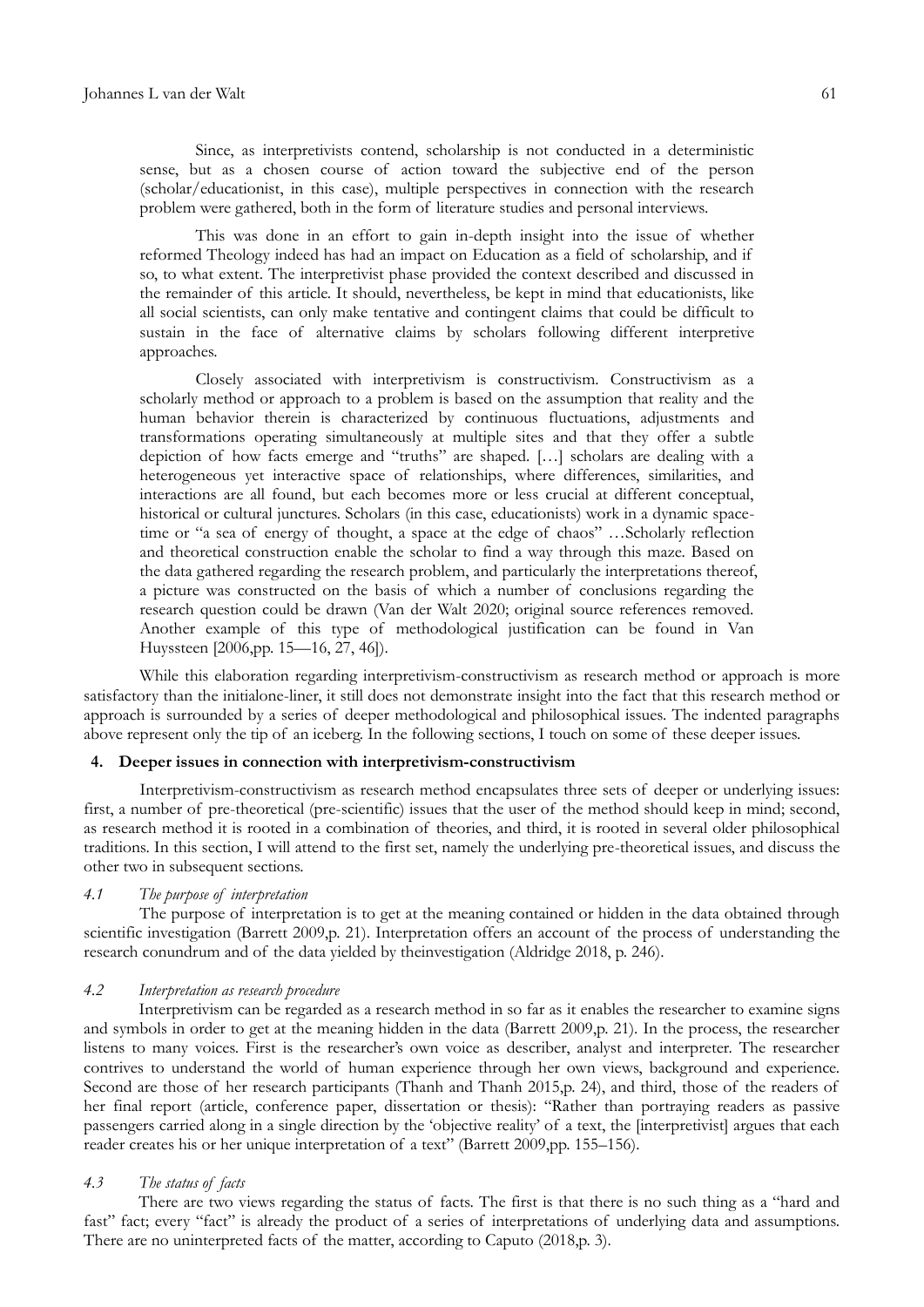> Since, as interpretivists contend, scholarship is not conducted in a deterministic sense, but as a chosen course of action toward the subjective end of the person (scholar/educationist, in this case), multiple perspectives in connection with the research problem were gathered, both in the form of literature studies and personal interviews.
>
> This was done in an effort to gain in-depth insight into the issue of whether reformed Theology indeed has had an impact on Education as a field of scholarship, and if so, to what extent. The interpretivist phase provided the context described and discussed in the remainder of this article. It should, nevertheless, be kept in mind that educationists, like all social scientists, can only make tentative and contingent claims that could be difficult to sustain in the face of alternative claims by scholars following different interpretive approaches.
>
> Closely associated with interpretivism is constructivism. Constructivism as a scholarly method or approach to a problem is based on the assumption that reality and the human behavior therein is characterized by continuous fluctuations, adjustments and transformations operating simultaneously at multiple sites and that they offer a subtle depiction of how facts emerge and "truths" are shaped. […] scholars are dealing with a heterogeneous yet interactive space of relationships, where differences, similarities, and interactions are all found, but each becomes more or less crucial at different conceptual, historical or cultural junctures. Scholars (in this case, educationists) work in a dynamic space-time or "a sea of energy of thought, a space at the edge of chaos" …Scholarly reflection and theoretical construction enable the scholar to find a way through this maze. Based on the data gathered regarding the research problem, and particularly the interpretations thereof, a picture was constructed on the basis of which a number of conclusions regarding the research question could be drawn (Van der Walt 2020; original source references removed. Another example of this type of methodological justification can be found in Van Huyssteen [2006,pp. 15—16, 27, 46]).

While this elaboration regarding interpretivism-constructivism as research method or approach is more satisfactory than the initialone-liner, it still does not demonstrate insight into the fact that this research method or approach is surrounded by a series of deeper methodological and philosophical issues. The indented paragraphs above represent only the tip of an iceberg. In the following sections, I touch on some of these deeper issues.

## 4. Deeper issues in connection with interpretivism-constructivism

Interpretivism-constructivism as research method encapsulates three sets of deeper or underlying issues: first, a number of pre-theoretical (pre-scientific) issues that the user of the method should keep in mind; second, as research method it is rooted in a combination of theories, and third, it is rooted in several older philosophical traditions. In this section, I will attend to the first set, namely the underlying pre-theoretical issues, and discuss the other two in subsequent sections.

### 4.1 *The purpose of interpretation*

The purpose of interpretation is to get at the meaning contained or hidden in the data obtained through scientific investigation (Barrett 2009,p. 21). Interpretation offers an account of the process of understanding the research conundrum and of the data yielded by theinvestigation (Aldridge 2018, p. 246).

### 4.2 *Interpretation as research procedure*

Interpretivism can be regarded as a research method in so far as it enables the researcher to examine signs and symbols in order to get at the meaning hidden in the data (Barrett 2009,p. 21). In the process, the researcher listens to many voices. First is the researcher's own voice as describer, analyst and interpreter. The researcher contrives to understand the world of human experience through her own views, background and experience. Second are those of her research participants (Thanh and Thanh 2015,p. 24), and third, those of the readers of her final report (article, conference paper, dissertation or thesis): "Rather than portraying readers as passive passengers carried along in a single direction by the 'objective reality' of a text, the [interpretivist] argues that each reader creates his or her unique interpretation of a text" (Barrett 2009,pp. 155–156).

### 4.3 *The status of facts*

There are two views regarding the status of facts. The first is that there is no such thing as a "hard and fast" fact; every "fact" is already the product of a series of interpretations of underlying data and assumptions. There are no uninterpreted facts of the matter, according to Caputo (2018,p. 3).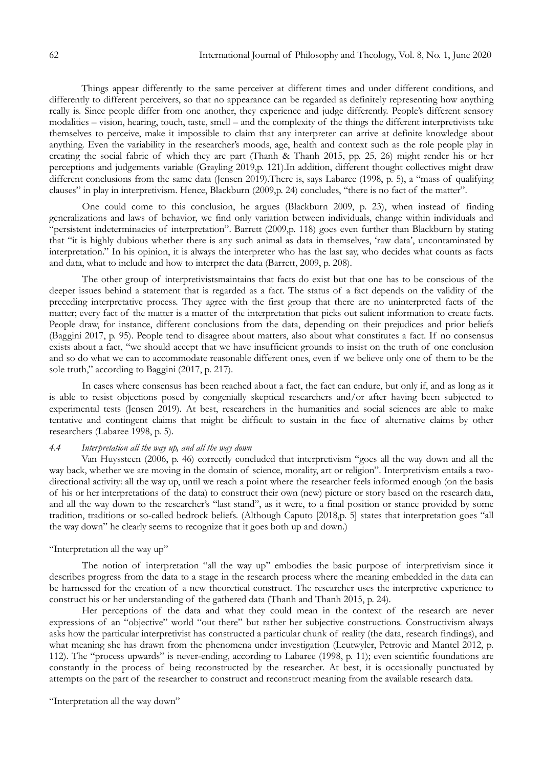Things appear differently to the same perceiver at different times and under different conditions, and differently to different perceivers, so that no appearance can be regarded as definitely representing how anything really is. Since people differ from one another, they experience and judge differently. People's different sensory modalities – vision, hearing, touch, taste, smell – and the complexity of the things the different interpretivists take themselves to perceive, make it impossible to claim that any interpreter can arrive at definite knowledge about anything. Even the variability in the researcher's moods, age, health and context such as the role people play in creating the social fabric of which they are part (Thanh & Thanh 2015, pp. 25, 26) might render his or her perceptions and judgements variable (Grayling 2019,p. 121).In addition, different thought collectives might draw different conclusions from the same data (Jensen 2019).There is, says Labaree (1998, p. 5), a "mass of qualifying clauses" in play in interpretivism. Hence, Blackburn (2009,p. 24) concludes, "there is no fact of the matter".

One could come to this conclusion, he argues (Blackburn 2009, p. 23), when instead of finding generalizations and laws of behavior, we find only variation between individuals, change within individuals and "persistent indeterminacies of interpretation". Barrett (2009,p. 118) goes even further than Blackburn by stating that "it is highly dubious whether there is any such animal as data in themselves, 'raw data', uncontaminated by interpretation." In his opinion, it is always the interpreter who has the last say, who decides what counts as facts and data, what to include and how to interpret the data (Barrett, 2009, p. 208).

The other group of interpretivistsmaintains that facts do exist but that one has to be conscious of the deeper issues behind a statement that is regarded as a fact. The status of a fact depends on the validity of the preceding interpretative process. They agree with the first group that there are no uninterpreted facts of the matter; every fact of the matter is a matter of the interpretation that picks out salient information to create facts. People draw, for instance, different conclusions from the data, depending on their prejudices and prior beliefs (Baggini 2017, p. 95). People tend to disagree about matters, also about what constitutes a fact. If no consensus exists about a fact, "we should accept that we have insufficient grounds to insist on the truth of one conclusion and so do what we can to accommodate reasonable different ones, even if we believe only one of them to be the sole truth," according to Baggini (2017, p. 217).

In cases where consensus has been reached about a fact, the fact can endure, but only if, and as long as it is able to resist objections posed by congenially skeptical researchers and/or after having been subjected to experimental tests (Jensen 2019). At best, researchers in the humanities and social sciences are able to make tentative and contingent claims that might be difficult to sustain in the face of alternative claims by other researchers (Labaree 1998, p. 5).

### *4.4 Interpretation all the way up, and all the way down*

Van Huyssteen (2006, p. 46) correctly concluded that interpretivism "goes all the way down and all the way back, whether we are moving in the domain of science, morality, art or religion". Interpretivism entails a two-directional activity: all the way up, until we reach a point where the researcher feels informed enough (on the basis of his or her interpretations of the data) to construct their own (new) picture or story based on the research data, and all the way down to the researcher's "last stand", as it were, to a final position or stance provided by some tradition, traditions or so-called bedrock beliefs. (Although Caputo [2018,p. 5] states that interpretation goes "all the way down" he clearly seems to recognize that it goes both up and down.)

"Interpretation all the way up"

The notion of interpretation "all the way up" embodies the basic purpose of interpretivism since it describes progress from the data to a stage in the research process where the meaning embedded in the data can be harnessed for the creation of a new theoretical construct. The researcher uses the interpretive experience to construct his or her understanding of the gathered data (Thanh and Thanh 2015, p. 24).

Her perceptions of the data and what they could mean in the context of the research are never expressions of an "objective" world "out there" but rather her subjective constructions. Constructivism always asks how the particular interpretivist has constructed a particular chunk of reality (the data, research findings), and what meaning she has drawn from the phenomena under investigation (Leutwyler, Petrovic and Mantel 2012, p. 112). The "process upwards" is never-ending, according to Labaree (1998, p. 11); even scientific foundations are constantly in the process of being reconstructed by the researcher. At best, it is occasionally punctuated by attempts on the part of the researcher to construct and reconstruct meaning from the available research data.

"Interpretation all the way down"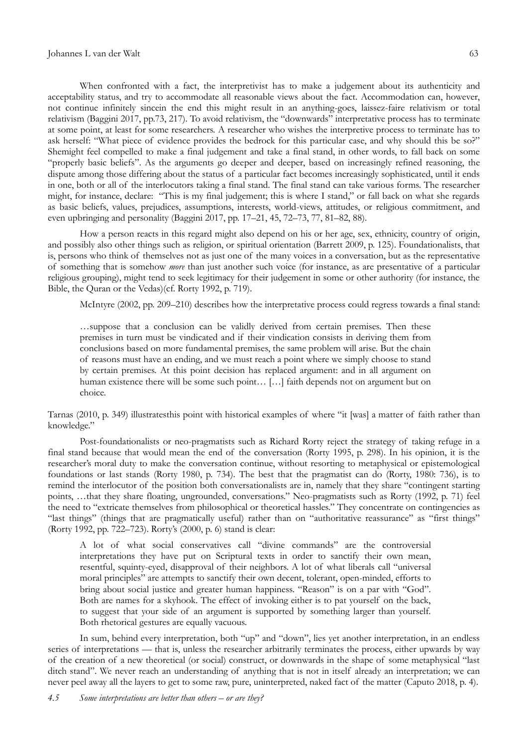When confronted with a fact, the interpretivist has to make a judgement about its authenticity and acceptability status, and try to accommodate all reasonable views about the fact. Accommodation can, however, not continue infinitely sincein the end this might result in an anything-goes, laissez-faire relativism or total relativism (Baggini 2017, pp.73, 217). To avoid relativism, the "downwards" interpretative process has to terminate at some point, at least for some researchers. A researcher who wishes the interpretive process to terminate has to ask herself: "What piece of evidence provides the bedrock for this particular case, and why should this be so?" Shemight feel compelled to make a final judgement and take a final stand, in other words, to fall back on some "properly basic beliefs". As the arguments go deeper and deeper, based on increasingly refined reasoning, the dispute among those differing about the status of a particular fact becomes increasingly sophisticated, until it ends in one, both or all of the interlocutors taking a final stand. The final stand can take various forms. The researcher might, for instance, declare: "This is my final judgement; this is where I stand," or fall back on what she regards as basic beliefs, values, prejudices, assumptions, interests, world-views, attitudes, or religious commitment, and even upbringing and personality (Baggini 2017, pp. 17–21, 45, 72–73, 77, 81–82, 88).

How a person reacts in this regard might also depend on his or her age, sex, ethnicity, country of origin, and possibly also other things such as religion, or spiritual orientation (Barrett 2009, p. 125). Foundationalists, that is, persons who think of themselves not as just one of the many voices in a conversation, but as the representative of something that is somehow *more* than just another such voice (for instance, as are presentative of a particular religious grouping), might tend to seek legitimacy for their judgement in some or other authority (for instance, the Bible, the Quran or the Vedas)(cf. Rorty 1992, p. 719).

McIntyre (2002, pp. 209–210) describes how the interpretative process could regress towards a final stand:

> …suppose that a conclusion can be validly derived from certain premises. Then these premises in turn must be vindicated and if their vindication consists in deriving them from conclusions based on more fundamental premises, the same problem will arise. But the chain of reasons must have an ending, and we must reach a point where we simply choose to stand by certain premises. At this point decision has replaced argument: and in all argument on human existence there will be some such point… […] faith depends not on argument but on choice.

Tarnas (2010, p. 349) illustratesthis point with historical examples of where "it [was] a matter of faith rather than knowledge."

Post-foundationalists or neo-pragmatists such as Richard Rorty reject the strategy of taking refuge in a final stand because that would mean the end of the conversation (Rorty 1995, p. 298). In his opinion, it is the researcher's moral duty to make the conversation continue, without resorting to metaphysical or epistemological foundations or last stands (Rorty 1980, p. 734). The best that the pragmatist can do (Rorty, 1980: 736), is to remind the interlocutor of the position both conversationalists are in, namely that they share "contingent starting points, …that they share floating, ungrounded, conversations." Neo-pragmatists such as Rorty (1992, p. 71) feel the need to "extricate themselves from philosophical or theoretical hassles." They concentrate on contingencies as "last things" (things that are pragmatically useful) rather than on "authoritative reassurance" as "first things" (Rorty 1992, pp. 722–723). Rorty's (2000, p. 6) stand is clear:

> A lot of what social conservatives call "divine commands" are the controversial interpretations they have put on Scriptural texts in order to sanctify their own mean, resentful, squinty-eyed, disapproval of their neighbors. A lot of what liberals call "universal moral principles" are attempts to sanctify their own decent, tolerant, open-minded, efforts to bring about social justice and greater human happiness. "Reason" is on a par with "God". Both are names for a skyhook. The effect of invoking either is to pat yourself on the back, to suggest that your side of an argument is supported by something larger than yourself. Both rhetorical gestures are equally vacuous.

In sum, behind every interpretation, both "up" and "down", lies yet another interpretation, in an endless series of interpretations — that is, unless the researcher arbitrarily terminates the process, either upwards by way of the creation of a new theoretical (or social) construct, or downwards in the shape of some metaphysical "last ditch stand". We never reach an understanding of anything that is not in itself already an interpretation; we can never peel away all the layers to get to some raw, pure, uninterpreted, naked fact of the matter (Caputo 2018, p. 4).

### *4.5 Some interpretations are better than others – or are they?*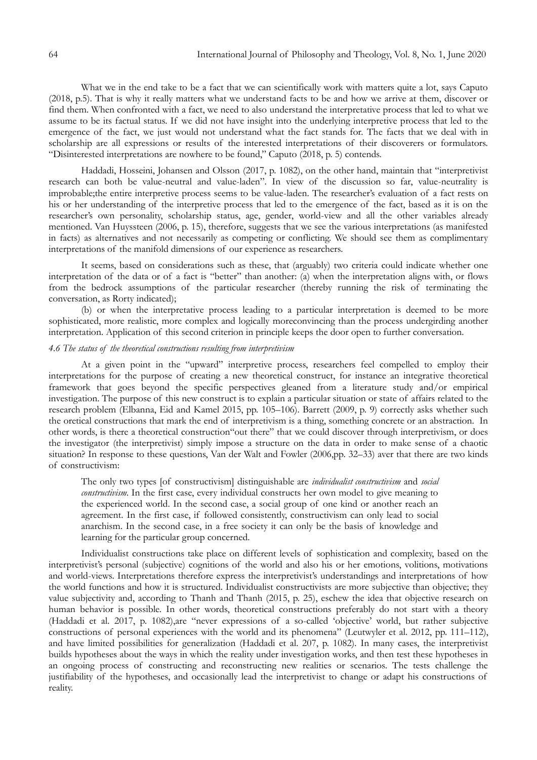What we in the end take to be a fact that we can scientifically work with matters quite a lot, says Caputo (2018, p.5). That is why it really matters what we understand facts to be and how we arrive at them, discover or find them. When confronted with a fact, we need to also understand the interpretative process that led to what we assume to be its factual status. If we did not have insight into the underlying interpretive process that led to the emergence of the fact, we just would not understand what the fact stands for. The facts that we deal with in scholarship are all expressions or results of the interested interpretations of their discoverers or formulators. "Disinterested interpretations are nowhere to be found," Caputo (2018, p. 5) contends.

Haddadi, Hosseini, Johansen and Olsson (2017, p. 1082), on the other hand, maintain that "interpretivist research can both be value-neutral and value-laden". In view of the discussion so far, value-neutrality is improbable;the entire interpretive process seems to be value-laden. The researcher's evaluation of a fact rests on his or her understanding of the interpretive process that led to the emergence of the fact, based as it is on the researcher's own personality, scholarship status, age, gender, world-view and all the other variables already mentioned. Van Huyssteen (2006, p. 15), therefore, suggests that we see the various interpretations (as manifested in facts) as alternatives and not necessarily as competing or conflicting. We should see them as complimentary interpretations of the manifold dimensions of our experience as researchers.

It seems, based on considerations such as these, that (arguably) two criteria could indicate whether one interpretation of the data or of a fact is "better" than another: (a) when the interpretation aligns with, or flows from the bedrock assumptions of the particular researcher (thereby running the risk of terminating the conversation, as Rorty indicated);

(b) or when the interpretative process leading to a particular interpretation is deemed to be more sophisticated, more realistic, more complex and logically moreconvincing than the process undergirding another interpretation. Application of this second criterion in principle keeps the door open to further conversation.

#### *4.6 The status of the theoretical constructions resulting from interpretivism*

At a given point in the "upward" interpretive process, researchers feel compelled to employ their interpretations for the purpose of creating a new theoretical construct, for instance an integrative theoretical framework that goes beyond the specific perspectives gleaned from a literature study and/or empirical investigation. The purpose of this new construct is to explain a particular situation or state of affairs related to the research problem (Elbanna, Eid and Kamel 2015, pp. 105–106). Barrett (2009, p. 9) correctly asks whether such the oretical constructions that mark the end of interpretivism is a thing, something concrete or an abstraction. In other words, is there a theoretical construction"out there" that we could discover through interpretivism, or does the investigator (the interpretivist) simply impose a structure on the data in order to make sense of a chaotic situation? In response to these questions, Van der Walt and Fowler (2006,pp. 32–33) aver that there are two kinds of constructivism:

> The only two types [of constructivism] distinguishable are *individualist constructivism* and *social constructivism*. In the first case, every individual constructs her own model to give meaning to the experienced world. In the second case, a social group of one kind or another reach an agreement. In the first case, if followed consistently, constructivism can only lead to social anarchism. In the second case, in a free society it can only be the basis of knowledge and learning for the particular group concerned.

Individualist constructions take place on different levels of sophistication and complexity, based on the interpretivist's personal (subjective) cognitions of the world and also his or her emotions, volitions, motivations and world-views. Interpretations therefore express the interpretivist's understandings and interpretations of how the world functions and how it is structured. Individualist constructivists are more subjective than objective; they value subjectivity and, according to Thanh and Thanh (2015, p. 25), eschew the idea that objective research on human behavior is possible. In other words, theoretical constructions preferably do not start with a theory (Haddadi et al. 2017, p. 1082),are "never expressions of a so-called 'objective' world, but rather subjective constructions of personal experiences with the world and its phenomena" (Leutwyler et al. 2012, pp. 111–112), and have limited possibilities for generalization (Haddadi et al. 207, p. 1082). In many cases, the interpretivist builds hypotheses about the ways in which the reality under investigation works, and then test these hypotheses in an ongoing process of constructing and reconstructing new realities or scenarios. The tests challenge the justifiability of the hypotheses, and occasionally lead the interpretivist to change or adapt his constructions of reality.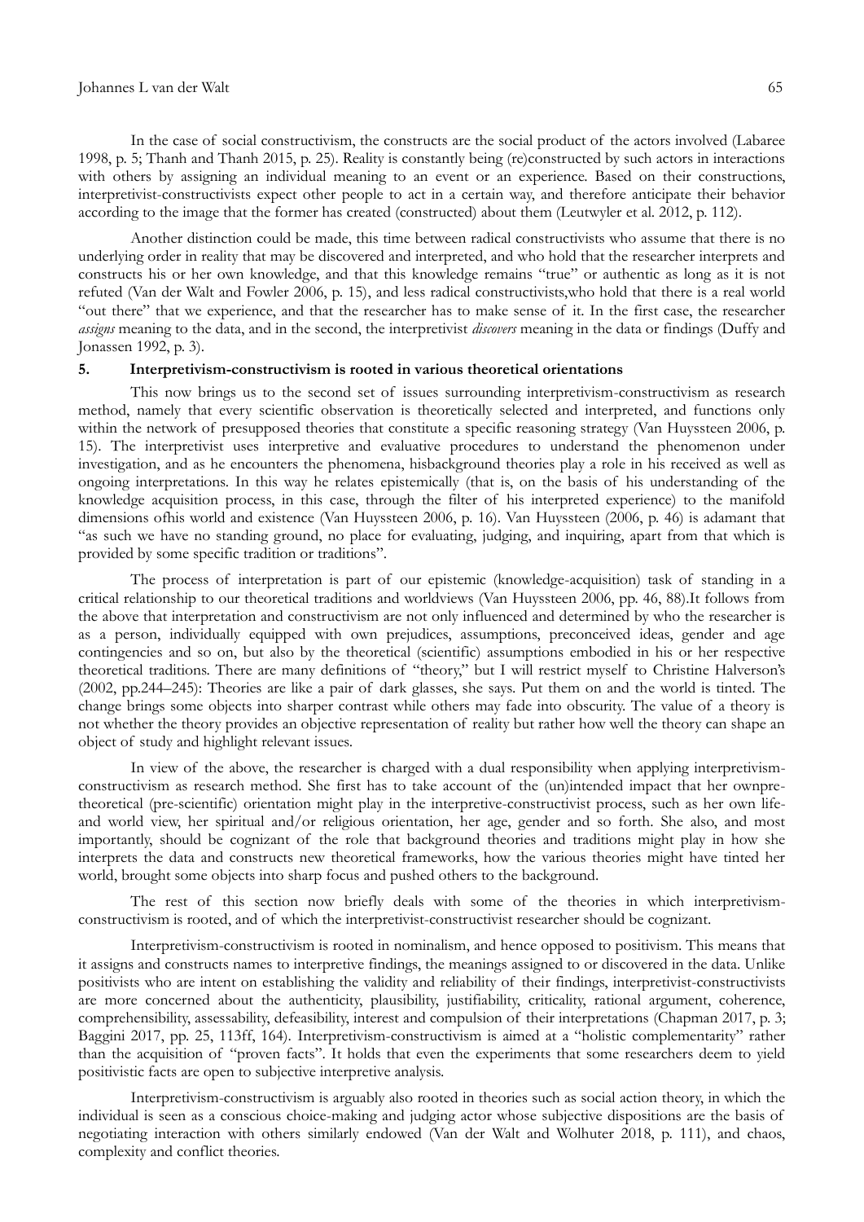In the case of social constructivism, the constructs are the social product of the actors involved (Labaree 1998, p. 5; Thanh and Thanh 2015, p. 25). Reality is constantly being (re)constructed by such actors in interactions with others by assigning an individual meaning to an event or an experience. Based on their constructions, interpretivist-constructivists expect other people to act in a certain way, and therefore anticipate their behavior according to the image that the former has created (constructed) about them (Leutwyler et al. 2012, p. 112).

Another distinction could be made, this time between radical constructivists who assume that there is no underlying order in reality that may be discovered and interpreted, and who hold that the researcher interprets and constructs his or her own knowledge, and that this knowledge remains "true" or authentic as long as it is not refuted (Van der Walt and Fowler 2006, p. 15), and less radical constructivists,who hold that there is a real world "out there" that we experience, and that the researcher has to make sense of it. In the first case, the researcher *assigns* meaning to the data, and in the second, the interpretivist *discovers* meaning in the data or findings (Duffy and Jonassen 1992, p. 3).

## 5. Interpretivism-constructivism is rooted in various theoretical orientations

This now brings us to the second set of issues surrounding interpretivism-constructivism as research method, namely that every scientific observation is theoretically selected and interpreted, and functions only within the network of presupposed theories that constitute a specific reasoning strategy (Van Huyssteen 2006, p. 15). The interpretivist uses interpretive and evaluative procedures to understand the phenomenon under investigation, and as he encounters the phenomena, hisbackground theories play a role in his received as well as ongoing interpretations. In this way he relates epistemically (that is, on the basis of his understanding of the knowledge acquisition process, in this case, through the filter of his interpreted experience) to the manifold dimensions ofhis world and existence (Van Huyssteen 2006, p. 16). Van Huyssteen (2006, p. 46) is adamant that "as such we have no standing ground, no place for evaluating, judging, and inquiring, apart from that which is provided by some specific tradition or traditions".

The process of interpretation is part of our epistemic (knowledge-acquisition) task of standing in a critical relationship to our theoretical traditions and worldviews (Van Huyssteen 2006, pp. 46, 88).It follows from the above that interpretation and constructivism are not only influenced and determined by who the researcher is as a person, individually equipped with own prejudices, assumptions, preconceived ideas, gender and age contingencies and so on, but also by the theoretical (scientific) assumptions embodied in his or her respective theoretical traditions. There are many definitions of "theory," but I will restrict myself to Christine Halverson's (2002, pp.244–245): Theories are like a pair of dark glasses, she says. Put them on and the world is tinted. The change brings some objects into sharper contrast while others may fade into obscurity. The value of a theory is not whether the theory provides an objective representation of reality but rather how well the theory can shape an object of study and highlight relevant issues.

In view of the above, the researcher is charged with a dual responsibility when applying interpretivism-constructivism as research method. She first has to take account of the (un)intended impact that her ownpre-theoretical (pre-scientific) orientation might play in the interpretive-constructivist process, such as her own life- and world view, her spiritual and/or religious orientation, her age, gender and so forth. She also, and most importantly, should be cognizant of the role that background theories and traditions might play in how she interprets the data and constructs new theoretical frameworks, how the various theories might have tinted her world, brought some objects into sharp focus and pushed others to the background.

The rest of this section now briefly deals with some of the theories in which interpretivism-constructivism is rooted, and of which the interpretivist-constructivist researcher should be cognizant.

Interpretivism-constructivism is rooted in nominalism, and hence opposed to positivism. This means that it assigns and constructs names to interpretive findings, the meanings assigned to or discovered in the data. Unlike positivists who are intent on establishing the validity and reliability of their findings, interpretivist-constructivists are more concerned about the authenticity, plausibility, justifiability, criticality, rational argument, coherence, comprehensibility, assessability, defeasibility, interest and compulsion of their interpretations (Chapman 2017, p. 3; Baggini 2017, pp. 25, 113ff, 164). Interpretivism-constructivism is aimed at a "holistic complementarity" rather than the acquisition of "proven facts". It holds that even the experiments that some researchers deem to yield positivistic facts are open to subjective interpretive analysis.

Interpretivism-constructivism is arguably also rooted in theories such as social action theory, in which the individual is seen as a conscious choice-making and judging actor whose subjective dispositions are the basis of negotiating interaction with others similarly endowed (Van der Walt and Wolhuter 2018, p. 111), and chaos, complexity and conflict theories.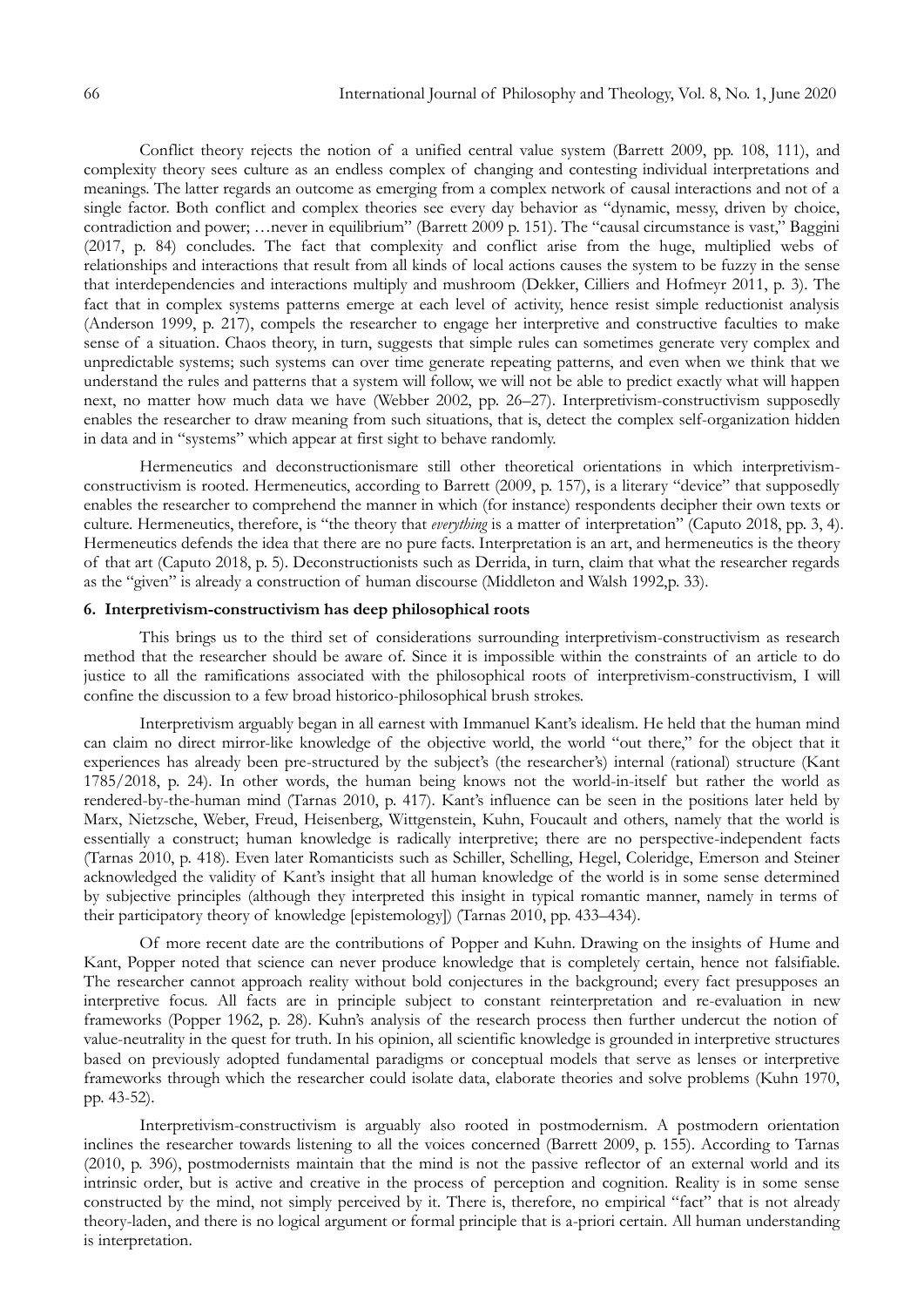Conflict theory rejects the notion of a unified central value system (Barrett 2009, pp. 108, 111), and complexity theory sees culture as an endless complex of changing and contesting individual interpretations and meanings. The latter regards an outcome as emerging from a complex network of causal interactions and not of a single factor. Both conflict and complex theories see every day behavior as "dynamic, messy, driven by choice, contradiction and power; …never in equilibrium" (Barrett 2009 p. 151). The "causal circumstance is vast," Baggini (2017, p. 84) concludes. The fact that complexity and conflict arise from the huge, multiplied webs of relationships and interactions that result from all kinds of local actions causes the system to be fuzzy in the sense that interdependencies and interactions multiply and mushroom (Dekker, Cilliers and Hofmeyr 2011, p. 3). The fact that in complex systems patterns emerge at each level of activity, hence resist simple reductionist analysis (Anderson 1999, p. 217), compels the researcher to engage her interpretive and constructive faculties to make sense of a situation. Chaos theory, in turn, suggests that simple rules can sometimes generate very complex and unpredictable systems; such systems can over time generate repeating patterns, and even when we think that we understand the rules and patterns that a system will follow, we will not be able to predict exactly what will happen next, no matter how much data we have (Webber 2002, pp. 26–27). Interpretivism-constructivism supposedly enables the researcher to draw meaning from such situations, that is, detect the complex self-organization hidden in data and in "systems" which appear at first sight to behave randomly.

Hermeneutics and deconstructionismare still other theoretical orientations in which interpretivism-constructivism is rooted. Hermeneutics, according to Barrett (2009, p. 157), is a literary "device" that supposedly enables the researcher to comprehend the manner in which (for instance) respondents decipher their own texts or culture. Hermeneutics, therefore, is "the theory that *everything* is a matter of interpretation" (Caputo 2018, pp. 3, 4). Hermeneutics defends the idea that there are no pure facts. Interpretation is an art, and hermeneutics is the theory of that art (Caputo 2018, p. 5). Deconstructionists such as Derrida, in turn, claim that what the researcher regards as the "given" is already a construction of human discourse (Middleton and Walsh 1992,p. 33).

## 6. Interpretivism-constructivism has deep philosophical roots

This brings us to the third set of considerations surrounding interpretivism-constructivism as research method that the researcher should be aware of. Since it is impossible within the constraints of an article to do justice to all the ramifications associated with the philosophical roots of interpretivism-constructivism, I will confine the discussion to a few broad historico-philosophical brush strokes.

Interpretivism arguably began in all earnest with Immanuel Kant's idealism. He held that the human mind can claim no direct mirror-like knowledge of the objective world, the world "out there," for the object that it experiences has already been pre-structured by the subject's (the researcher's) internal (rational) structure (Kant 1785/2018, p. 24). In other words, the human being knows not the world-in-itself but rather the world as rendered-by-the-human mind (Tarnas 2010, p. 417). Kant's influence can be seen in the positions later held by Marx, Nietzsche, Weber, Freud, Heisenberg, Wittgenstein, Kuhn, Foucault and others, namely that the world is essentially a construct; human knowledge is radically interpretive; there are no perspective-independent facts (Tarnas 2010, p. 418). Even later Romanticists such as Schiller, Schelling, Hegel, Coleridge, Emerson and Steiner acknowledged the validity of Kant's insight that all human knowledge of the world is in some sense determined by subjective principles (although they interpreted this insight in typical romantic manner, namely in terms of their participatory theory of knowledge [epistemology]) (Tarnas 2010, pp. 433–434).

Of more recent date are the contributions of Popper and Kuhn. Drawing on the insights of Hume and Kant, Popper noted that science can never produce knowledge that is completely certain, hence not falsifiable. The researcher cannot approach reality without bold conjectures in the background; every fact presupposes an interpretive focus. All facts are in principle subject to constant reinterpretation and re-evaluation in new frameworks (Popper 1962, p. 28). Kuhn's analysis of the research process then further undercut the notion of value-neutrality in the quest for truth. In his opinion, all scientific knowledge is grounded in interpretive structures based on previously adopted fundamental paradigms or conceptual models that serve as lenses or interpretive frameworks through which the researcher could isolate data, elaborate theories and solve problems (Kuhn 1970, pp. 43-52).

Interpretivism-constructivism is arguably also rooted in postmodernism. A postmodern orientation inclines the researcher towards listening to all the voices concerned (Barrett 2009, p. 155). According to Tarnas (2010, p. 396), postmodernists maintain that the mind is not the passive reflector of an external world and its intrinsic order, but is active and creative in the process of perception and cognition. Reality is in some sense constructed by the mind, not simply perceived by it. There is, therefore, no empirical "fact" that is not already theory-laden, and there is no logical argument or formal principle that is a-priori certain. All human understanding is interpretation.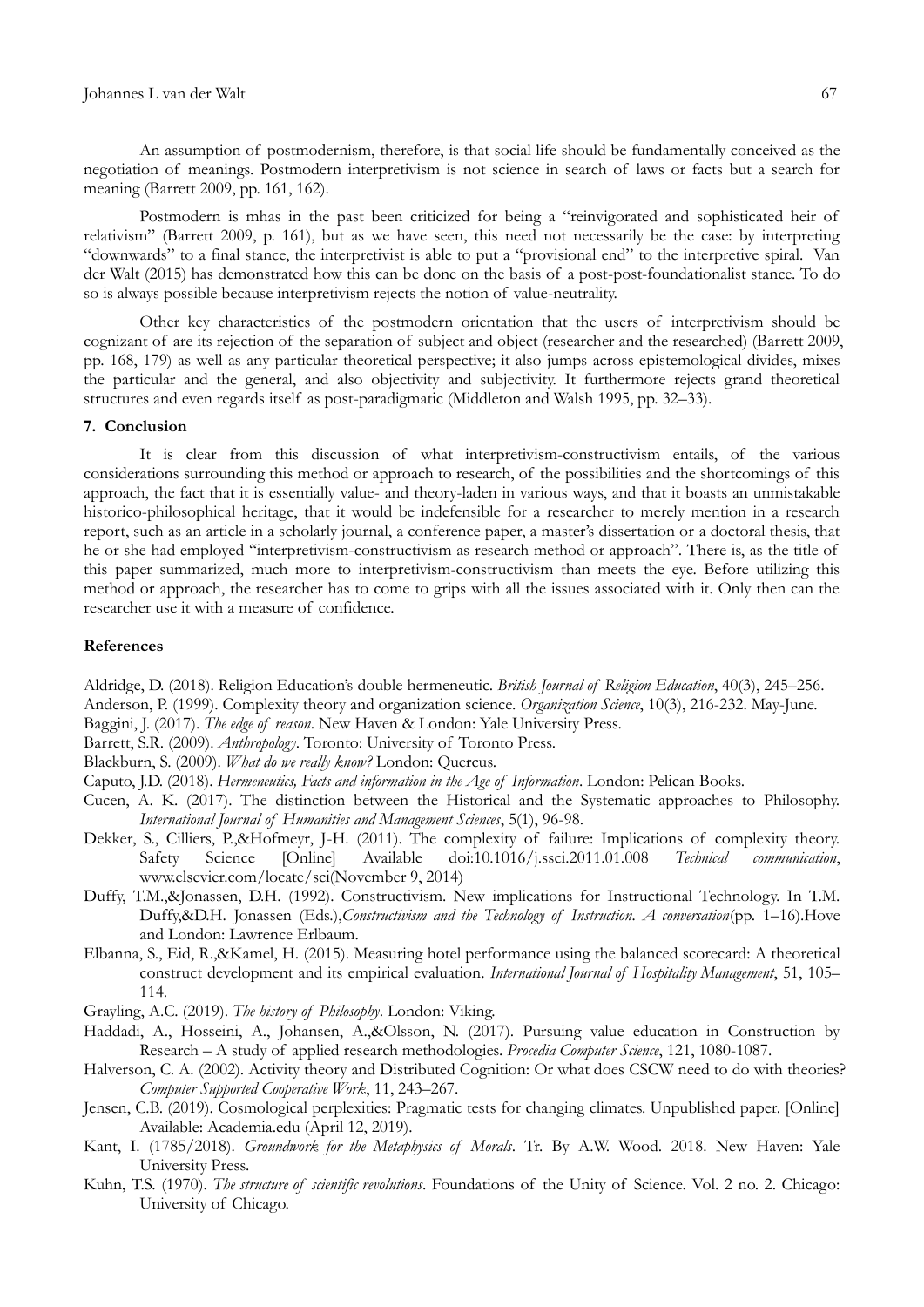An assumption of postmodernism, therefore, is that social life should be fundamentally conceived as the negotiation of meanings. Postmodern interpretivism is not science in search of laws or facts but a search for meaning (Barrett 2009, pp. 161, 162).

Postmodern is mhas in the past been criticized for being a "reinvigorated and sophisticated heir of relativism" (Barrett 2009, p. 161), but as we have seen, this need not necessarily be the case: by interpreting "downwards" to a final stance, the interpretivist is able to put a "provisional end" to the interpretive spiral. Van der Walt (2015) has demonstrated how this can be done on the basis of a post-post-foundationalist stance. To do so is always possible because interpretivism rejects the notion of value-neutrality.

Other key characteristics of the postmodern orientation that the users of interpretivism should be cognizant of are its rejection of the separation of subject and object (researcher and the researched) (Barrett 2009, pp. 168, 179) as well as any particular theoretical perspective; it also jumps across epistemological divides, mixes the particular and the general, and also objectivity and subjectivity. It furthermore rejects grand theoretical structures and even regards itself as post-paradigmatic (Middleton and Walsh 1995, pp. 32–33).

## 7. Conclusion

It is clear from this discussion of what interpretivism-constructivism entails, of the various considerations surrounding this method or approach to research, of the possibilities and the shortcomings of this approach, the fact that it is essentially value- and theory-laden in various ways, and that it boasts an unmistakable historico-philosophical heritage, that it would be indefensible for a researcher to merely mention in a research report, such as an article in a scholarly journal, a conference paper, a master's dissertation or a doctoral thesis, that he or she had employed "interpretivism-constructivism as research method or approach". There is, as the title of this paper summarized, much more to interpretivism-constructivism than meets the eye. Before utilizing this method or approach, the researcher has to come to grips with all the issues associated with it. Only then can the researcher use it with a measure of confidence.

## References

Aldridge, D. (2018). Religion Education's double hermeneutic. *British Journal of Religion Education*, 40(3), 245–256.

Anderson, P. (1999). Complexity theory and organization science. *Organization Science*, 10(3), 216-232. May-June.

Baggini, J. (2017). *The edge of reason*. New Haven & London: Yale University Press.

Barrett, S.R. (2009). *Anthropology*. Toronto: University of Toronto Press.

Blackburn, S. (2009). *What do we really know?* London: Quercus.

Caputo, J.D. (2018). *Hermeneutics, Facts and information in the Age of Information*. London: Pelican Books.

Cucen, A. K. (2017). The distinction between the Historical and the Systematic approaches to Philosophy. *International Journal of Humanities and Management Sciences*, 5(1), 96-98.

Dekker, S., Cilliers, P.,&Hofmeyr, J-H. (2011). The complexity of failure: Implications of complexity theory. Safety Science [Online] Available doi:10.1016/j.ssci.2011.01.008 *Technical communication*, www.elsevier.com/locate/sci(November 9, 2014)

Duffy, T.M.,&Jonassen, D.H. (1992). Constructivism. New implications for Instructional Technology. In T.M. Duffy,&D.H. Jonassen (Eds.),*Constructivism and the Technology of Instruction. A conversation*(pp. 1–16).Hove and London: Lawrence Erlbaum.

Elbanna, S., Eid, R.,&Kamel, H. (2015). Measuring hotel performance using the balanced scorecard: A theoretical construct development and its empirical evaluation. *International Journal of Hospitality Management*, 51, 105–114.

Grayling, A.C. (2019). *The history of Philosophy*. London: Viking.

Haddadi, A., Hosseini, A., Johansen, A.,&Olsson, N. (2017). Pursuing value education in Construction by Research – A study of applied research methodologies. *Procedia Computer Science*, 121, 1080-1087.

Halverson, C. A. (2002). Activity theory and Distributed Cognition: Or what does CSCW need to do with theories? *Computer Supported Cooperative Work*, 11, 243–267.

Jensen, C.B. (2019). Cosmological perplexities: Pragmatic tests for changing climates. Unpublished paper. [Online] Available: Academia.edu (April 12, 2019).

Kant, I. (1785/2018). *Groundwork for the Metaphysics of Morals*. Tr. By A.W. Wood. 2018. New Haven: Yale University Press.

Kuhn, T.S. (1970). *The structure of scientific revolutions*. Foundations of the Unity of Science. Vol. 2 no. 2. Chicago: University of Chicago.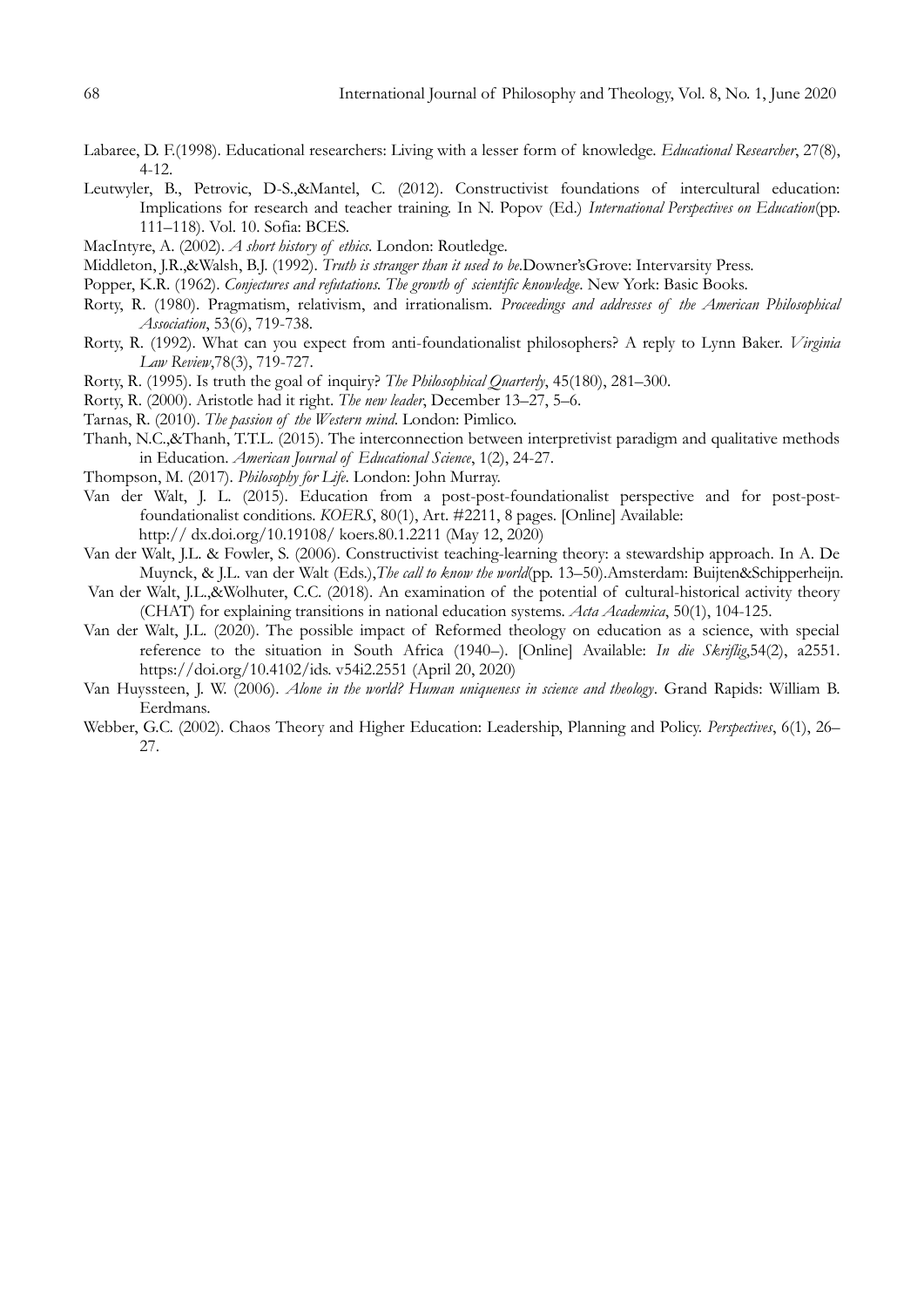Labaree, D. F.(1998). Educational researchers: Living with a lesser form of knowledge. *Educational Researcher*, 27(8), 4-12.

Leutwyler, B., Petrovic, D-S.,&Mantel, C. (2012). Constructivist foundations of intercultural education: Implications for research and teacher training. In N. Popov (Ed.) *International Perspectives on Education*(pp. 111–118). Vol. 10. Sofia: BCES.

MacIntyre, A. (2002). *A short history of ethics*. London: Routledge.

Middleton, J.R.,&Walsh, B.J. (1992). *Truth is stranger than it used to be*.Downer'sGrove: Intervarsity Press.

Popper, K.R. (1962). *Conjectures and refutations. The growth of scientific knowledge*. New York: Basic Books.

Rorty, R. (1980). Pragmatism, relativism, and irrationalism. *Proceedings and addresses of the American Philosophical Association*, 53(6), 719-738.

Rorty, R. (1992). What can you expect from anti-foundationalist philosophers? A reply to Lynn Baker. *Virginia Law Review*,78(3), 719-727.

Rorty, R. (1995). Is truth the goal of inquiry? *The Philosophical Quarterly*, 45(180), 281–300.

Rorty, R. (2000). Aristotle had it right. *The new leader*, December 13–27, 5–6.

Tarnas, R. (2010). *The passion of the Western mind*. London: Pimlico.

Thanh, N.C.,&Thanh, T.T.L. (2015). The interconnection between interpretivist paradigm and qualitative methods in Education. *American Journal of Educational Science*, 1(2), 24-27.

Thompson, M. (2017). *Philosophy for Life*. London: John Murray.

Van der Walt, J. L. (2015). Education from a post-post-foundationalist perspective and for post-post-foundationalist conditions. *KOERS*, 80(1), Art. #2211, 8 pages. [Online] Available: http:// dx.doi.org/10.19108/ koers.80.1.2211 (May 12, 2020)

Van der Walt, J.L. & Fowler, S. (2006). Constructivist teaching-learning theory: a stewardship approach. In A. De Muynck, & J.L. van der Walt (Eds.),*The call to know the world*(pp. 13–50).Amsterdam: Buijten&Schipperheijn.

Van der Walt, J.L.,&Wolhuter, C.C. (2018). An examination of the potential of cultural-historical activity theory (CHAT) for explaining transitions in national education systems. *Acta Academica*, 50(1), 104-125.

Van der Walt, J.L. (2020). The possible impact of Reformed theology on education as a science, with special reference to the situation in South Africa (1940–). [Online] Available: *In die Skriflig*,54(2), a2551. https://doi.org/10.4102/ids. v54i2.2551 (April 20, 2020)

Van Huyssteen, J. W. (2006). *Alone in the world? Human uniqueness in science and theology*. Grand Rapids: William B. Eerdmans.

Webber, G.C. (2002). Chaos Theory and Higher Education: Leadership, Planning and Policy. *Perspectives*, 6(1), 26–27.